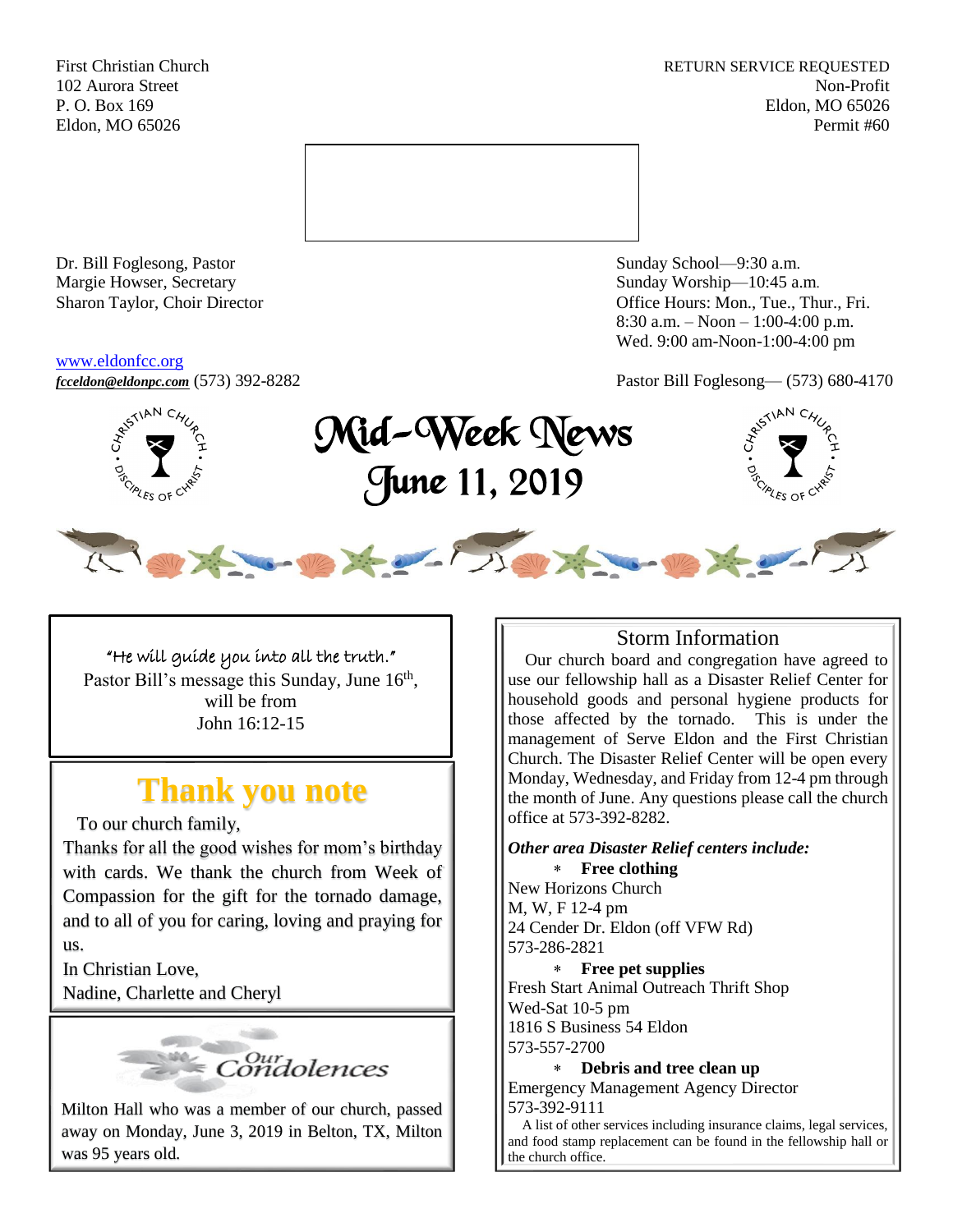First Christian Church
102 Aurora Street
P. O. Box 169
Eldon, MO 65026

RETURN SERVICE REQUESTED
Non-Profit
Eldon, MO 65026
Permit #60

Dr. Bill Foglesong, Pastor
Margie Howser, Secretary
Sharon Taylor, Choir Director

www.eldonfcc.org
***fcceldon@eldonpc.com*** (573) 392-8282

Sunday School—9:30 a.m.
Sunday Worship—10:45 a.m.
Office Hours: Mon., Tue., Thur., Fri.
8:30 a.m. – Noon – 1:00-4:00 p.m.
Wed. 9:00 am-Noon-1:00-4:00 pm

Pastor Bill Foglesong— (573) 680-4170

# Mid-Week News
## June 11, 2019

"He will guide you into all the truth."
Pastor Bill's message this Sunday, June 16th, will be from
John 16:12-15

## Thank you note

To our church family,
Thanks for all the good wishes for mom's birthday with cards. We thank the church from Week of Compassion for the gift for the tornado damage, and to all of you for caring, loving and praying for us.
In Christian Love,
Nadine, Charlette and Cheryl

## Our Condolences

Milton Hall who was a member of our church, passed away on Monday, June 3, 2019 in Belton, TX, Milton was 95 years old.

## Storm Information

Our church board and congregation have agreed to use our fellowship hall as a Disaster Relief Center for household goods and personal hygiene products for those affected by the tornado. This is under the management of Serve Eldon and the First Christian Church. The Disaster Relief Center will be open every Monday, Wednesday, and Friday from 12-4 pm through the month of June. Any questions please call the church office at 573-392-8282.

***Other area Disaster Relief centers include:***

* **Free clothing**

New Horizons Church
M, W, F 12-4 pm
24 Cender Dr. Eldon (off VFW Rd)
573-286-2821

* **Free pet supplies**

Fresh Start Animal Outreach Thrift Shop
Wed-Sat 10-5 pm
1816 S Business 54 Eldon
573-557-2700

* **Debris and tree clean up**

Emergency Management Agency Director
573-392-9111

A list of other services including insurance claims, legal services, and food stamp replacement can be found in the fellowship hall or the church office.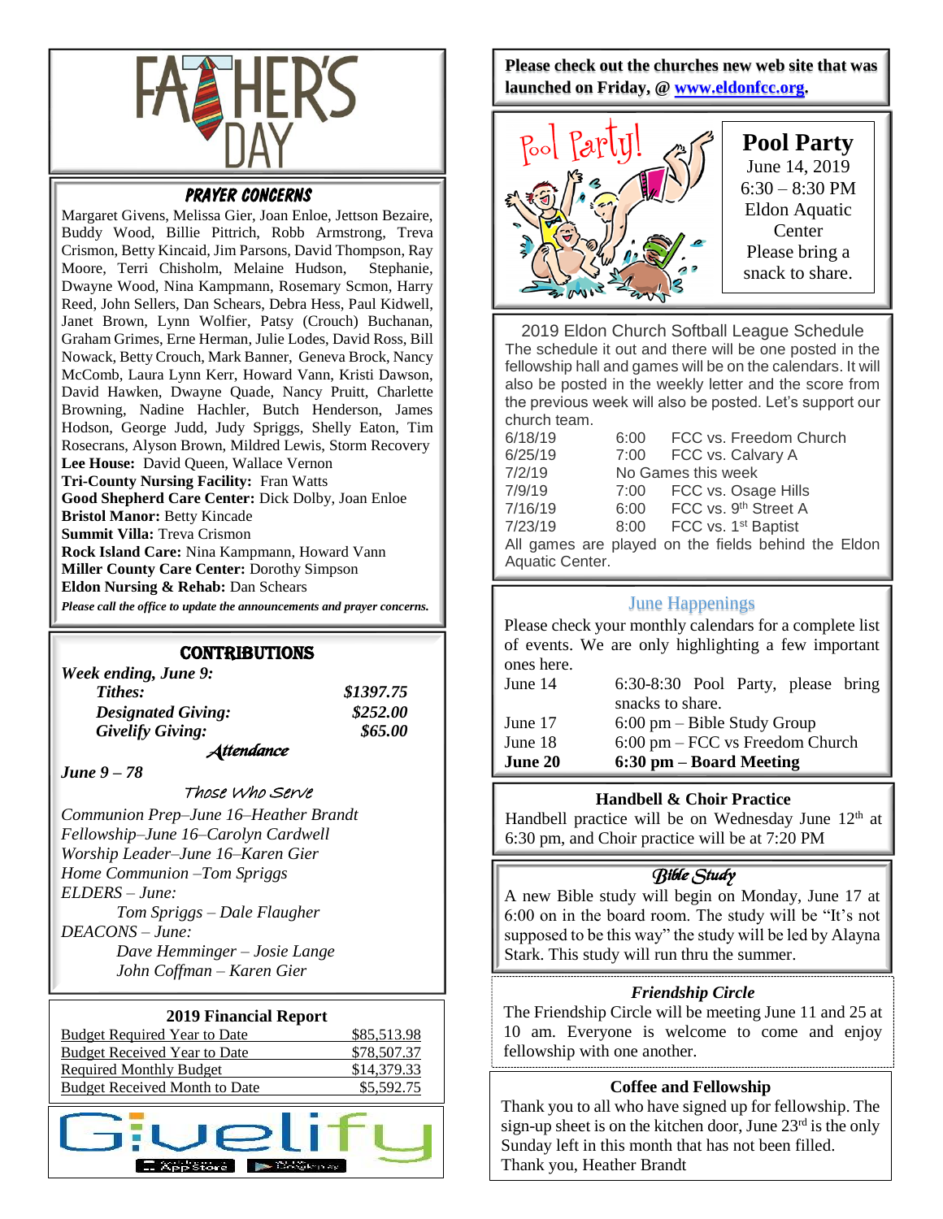# FATHER'S DAY

## PRAYER CONCERNS

Margaret Givens, Melissa Gier, Joan Enloe, Jettson Bezaire, Buddy Wood, Billie Pittrich, Robb Armstrong, Treva Crismon, Betty Kincaid, Jim Parsons, David Thompson, Ray Moore, Terri Chisholm, Melaine Hudson, Stephanie, Dwayne Wood, Nina Kampmann, Rosemary Scmon, Harry Reed, John Sellers, Dan Schears, Debra Hess, Paul Kidwell, Janet Brown, Lynn Wolfier, Patsy (Crouch) Buchanan, Graham Grimes, Erne Herman, Julie Lodes, David Ross, Bill Nowack, Betty Crouch, Mark Banner, Geneva Brock, Nancy McComb, Laura Lynn Kerr, Howard Vann, Kristi Dawson, David Hawken, Dwayne Quade, Nancy Pruitt, Charlette Browning, Nadine Hachler, Butch Henderson, James Hodson, George Judd, Judy Spriggs, Shelly Eaton, Tim Rosecrans, Alyson Brown, Mildred Lewis, Storm Recovery

**Lee House:** David Queen, Wallace Vernon
**Tri-County Nursing Facility:** Fran Watts
**Good Shepherd Care Center:** Dick Dolby, Joan Enloe
**Bristol Manor:** Betty Kincade
**Summit Villa:** Treva Crismon
**Rock Island Care:** Nina Kampmann, Howard Vann
**Miller County Care Center:** Dorothy Simpson
**Eldon Nursing & Rehab:** Dan Schears

***Please call the office to update the announcements and prayer concerns.***

## CONTRIBUTIONS

***Week ending, June 9:***

| | |
|---|---|
| ***Tithes:*** | ***$1397.75*** |
| ***Designated Giving:*** | ***$252.00*** |
| ***Givelify Giving:*** | ***$65.00*** |

### *Attendance*

***June 9 – 78***

### *Those Who Serve*

*Communion Prep–June 16–Heather Brandt*
*Fellowship–June 16–Carolyn Cardwell*
*Worship Leader–June 16–Karen Gier*
*Home Communion –Tom Spriggs*
*ELDERS – June:*
*Tom Spriggs – Dale Flaugher*
*DEACONS – June:*
*Dave Hemminger – Josie Lange*
*John Coffman – Karen Gier*

## 2019 Financial Report

| | |
|---|---|
| Budget Required Year to Date | $85,513.98 |
| Budget Received Year to Date | $78,507.37 |
| Required Monthly Budget | $14,379.33 |
| Budget Received Month to Date | $5,592.75 |

Givelify

**Please check out the churches new web site that was launched on Friday, @ www.eldonfcc.org.**

## Pool Party

June 14, 2019
6:30 – 8:30 PM
Eldon Aquatic Center
Please bring a snack to share.

## 2019 Eldon Church Softball League Schedule

The schedule it out and there will be one posted in the fellowship hall and games will be on the calendars. It will also be posted in the weekly letter and the score from the previous week will also be posted. Let's support our church team.

| | | |
|---|---|---|
| 6/18/19 | 6:00 | FCC vs. Freedom Church |
| 6/25/19 | 7:00 | FCC vs. Calvary A |
| 7/2/19 | No Games this week | |
| 7/9/19 | 7:00 | FCC vs. Osage Hills |
| 7/16/19 | 6:00 | FCC vs. 9th Street A |
| 7/23/19 | 8:00 | FCC vs. 1st Baptist |

All games are played on the fields behind the Eldon Aquatic Center.

## June Happenings

Please check your monthly calendars for a complete list of events. We are only highlighting a few important ones here.

| | |
|---|---|
| June 14 | 6:30-8:30 Pool Party, please bring snacks to share. |
| June 17 | 6:00 pm – Bible Study Group |
| June 18 | 6:00 pm – FCC vs Freedom Church |
| **June 20** | **6:30 pm – Board Meeting** |

## Handbell & Choir Practice

Handbell practice will be on Wednesday June 12th at 6:30 pm, and Choir practice will be at 7:20 PM

## *Bible Study*

A new Bible study will begin on Monday, June 17 at 6:00 on in the board room. The study will be "It's not supposed to be this way" the study will be led by Alayna Stark. This study will run thru the summer.

## *Friendship Circle*

The Friendship Circle will be meeting June 11 and 25 at 10 am. Everyone is welcome to come and enjoy fellowship with one another.

## Coffee and Fellowship

Thank you to all who have signed up for fellowship. The sign-up sheet is on the kitchen door, June 23rd is the only Sunday left in this month that has not been filled.
Thank you, Heather Brandt